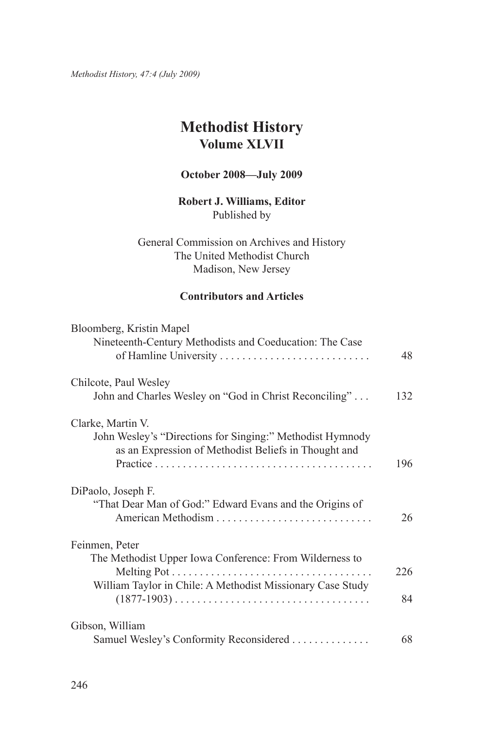# Methodist History
## Volume XLVII

**October 2008—July 2009**

**Robert J. Williams, Editor**
Published by

General Commission on Archives and History
The United Methodist Church
Madison, New Jersey

**Contributors and Articles**

Bloomberg, Kristin Mapel
  Nineteenth-Century Methodists and Coeducation: The Case of Hamline University . . . . . . . . . . . . . . . . . . . . . . . . . . . 48

Chilcote, Paul Wesley
  John and Charles Wesley on "God in Christ Reconciling" . . . 132

Clarke, Martin V.
  John Wesley's "Directions for Singing:" Methodist Hymnody as an Expression of Methodist Beliefs in Thought and Practice . . . . . . . . . . . . . . . . . . . . . . . . . . . . . . . . . . . . . . . 196

DiPaolo, Joseph F.
  "That Dear Man of God:" Edward Evans and the Origins of American Methodism . . . . . . . . . . . . . . . . . . . . . . . . . . . . 26

Feinmen, Peter
  The Methodist Upper Iowa Conference: From Wilderness to Melting Pot . . . . . . . . . . . . . . . . . . . . . . . . . . . . . . . . . . . . 226
  William Taylor in Chile: A Methodist Missionary Case Study (1877-1903) . . . . . . . . . . . . . . . . . . . . . . . . . . . . . . . . . . . 84

Gibson, William
  Samuel Wesley's Conformity Reconsidered . . . . . . . . . . . . . 68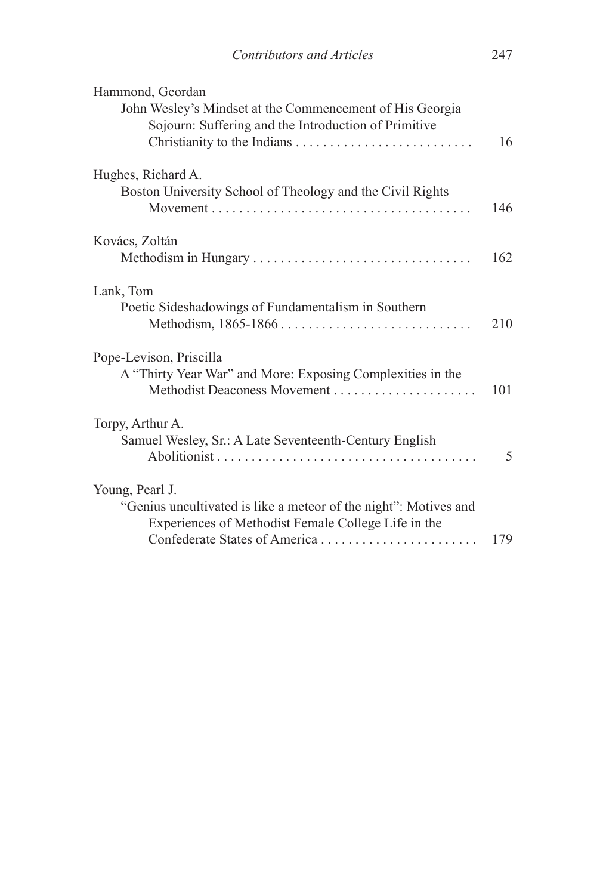Hammond, Geordan
John Wesley's Mindset at the Commencement of His Georgia Sojourn: Suffering and the Introduction of Primitive Christianity to the Indians . . . . . . . . . . . . . . . . . . . . . . . . . . 16

Hughes, Richard A.
Boston University School of Theology and the Civil Rights Movement . . . . . . . . . . . . . . . . . . . . . . . . . . . . . . . . . . . . . . 146

Kovács, Zoltán
Methodism in Hungary . . . . . . . . . . . . . . . . . . . . . . . . . . . . . . . . 162

Lank, Tom
Poetic Sideshadowings of Fundamentalism in Southern Methodism, 1865-1866 . . . . . . . . . . . . . . . . . . . . . . . . . . . . 210

Pope-Levison, Priscilla
A "Thirty Year War" and More: Exposing Complexities in the Methodist Deaconess Movement . . . . . . . . . . . . . . . . . . . . . 101

Torpy, Arthur A.
Samuel Wesley, Sr.: A Late Seventeenth-Century English Abolitionist . . . . . . . . . . . . . . . . . . . . . . . . . . . . . . . . . . . . . . 5

Young, Pearl J.
"Genius uncultivated is like a meteor of the night": Motives and Experiences of Methodist Female College Life in the Confederate States of America . . . . . . . . . . . . . . . . . . . . . . . 179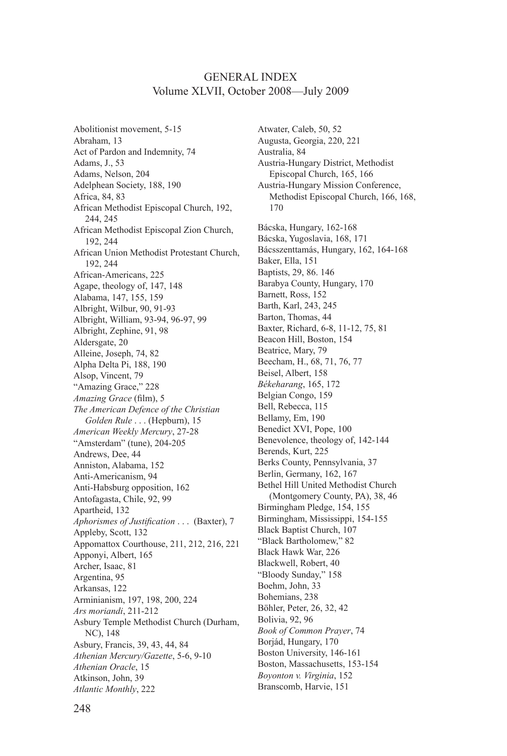# GENERAL INDEX
## Volume XLVII, October 2008—July 2009

Abolitionist movement, 5-15
Abraham, 13
Act of Pardon and Indemnity, 74
Adams, J., 53
Adams, Nelson, 204
Adelphean Society, 188, 190
Africa, 84, 83
African Methodist Episcopal Church, 192, 244, 245
African Methodist Episcopal Zion Church, 192, 244
African Union Methodist Protestant Church, 192, 244
African-Americans, 225
Agape, theology of, 147, 148
Alabama, 147, 155, 159
Albright, Wilbur, 90, 91-93
Albright, William, 93-94, 96-97, 99
Albright, Zephine, 91, 98
Aldersgate, 20
Alleine, Joseph, 74, 82
Alpha Delta Pi, 188, 190
Alsop, Vincent, 79
"Amazing Grace," 228
*Amazing Grace* (film), 5
*The American Defence of the Christian Golden Rule . . .* (Hepburn), 15
*American Weekly Mercury*, 27-28
"Amsterdam" (tune), 204-205
Andrews, Dee, 44
Anniston, Alabama, 152
Anti-Americanism, 94
Anti-Habsburg opposition, 162
Antofagasta, Chile, 92, 99
Apartheid, 132
*Aphorismes of Justification . . .* (Baxter), 7
Appleby, Scott, 132
Appomattox Courthouse, 211, 212, 216, 221
Apponyi, Albert, 165
Archer, Isaac, 81
Argentina, 95
Arkansas, 122
Arminianism, 197, 198, 200, 224
*Ars moriandi*, 211-212
Asbury Temple Methodist Church (Durham, NC), 148
Asbury, Francis, 39, 43, 44, 84
*Athenian Mercury/Gazette*, 5-6, 9-10
*Athenian Oracle*, 15
Atkinson, John, 39
*Atlantic Monthly*, 222
Atwater, Caleb, 50, 52
Augusta, Georgia, 220, 221
Australia, 84
Austria-Hungary District, Methodist Episcopal Church, 165, 166
Austria-Hungary Mission Conference, Methodist Episcopal Church, 166, 168, 170

Bácska, Hungary, 162-168
Bácska, Yugoslavia, 168, 171
Bácsszenttamás, Hungary, 162, 164-168
Baker, Ella, 151
Baptists, 29, 86. 146
Barabya County, Hungary, 170
Barnett, Ross, 152
Barth, Karl, 243, 245
Barton, Thomas, 44
Baxter, Richard, 6-8, 11-12, 75, 81
Beacon Hill, Boston, 154
Beatrice, Mary, 79
Beecham, H., 68, 71, 76, 77
Beisel, Albert, 158
*Békeharang*, 165, 172
Belgian Congo, 159
Bell, Rebecca, 115
Bellamy, Em, 190
Benedict XVI, Pope, 100
Benevolence, theology of, 142-144
Berends, Kurt, 225
Berks County, Pennsylvania, 37
Berlin, Germany, 162, 167
Bethel Hill United Methodist Church (Montgomery County, PA), 38, 46
Birmingham Pledge, 154, 155
Birmingham, Mississippi, 154-155
Black Baptist Church, 107
"Black Bartholomew," 82
Black Hawk War, 226
Blackwell, Robert, 40
"Bloody Sunday," 158
Boehm, John, 33
Bohemians, 238
Böhler, Peter, 26, 32, 42
Bolivia, 92, 96
*Book of Common Prayer*, 74
Borjád, Hungary, 170
Boston University, 146-161
Boston, Massachusetts, 153-154
*Boyonton v. Virginia*, 152
Branscomb, Harvie, 151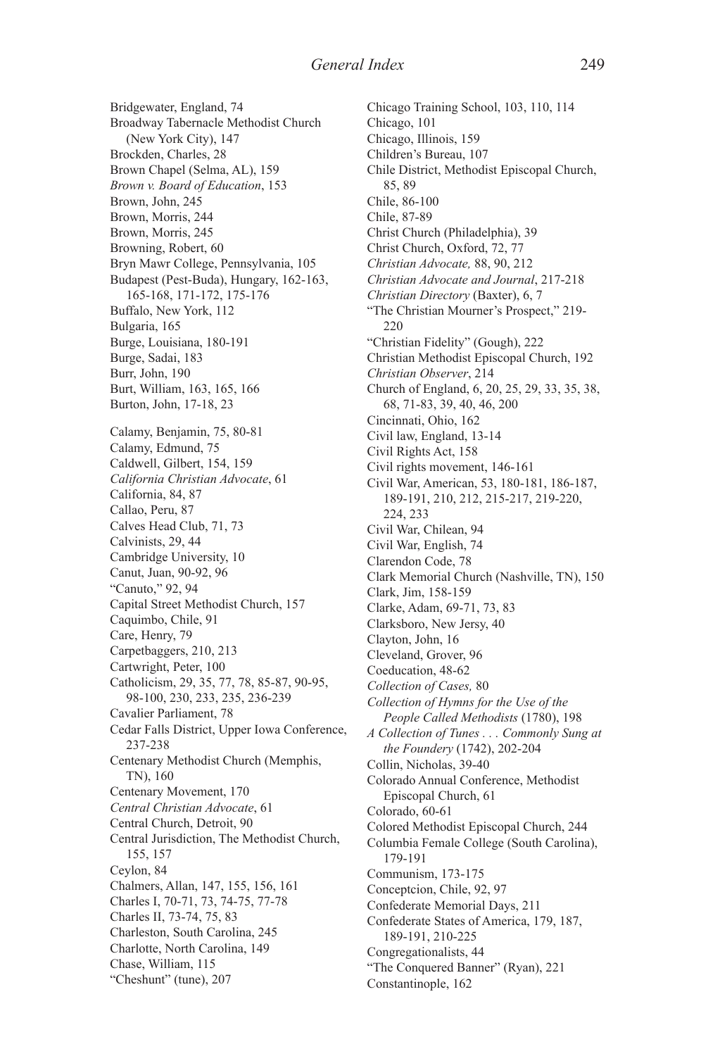Bridgewater, England, 74
Broadway Tabernacle Methodist Church (New York City), 147
Brockden, Charles, 28
Brown Chapel (Selma, AL), 159
*Brown v. Board of Education*, 153
Brown, John, 245
Brown, Morris, 244
Brown, Morris, 245
Browning, Robert, 60
Bryn Mawr College, Pennsylvania, 105
Budapest (Pest-Buda), Hungary, 162-163, 165-168, 171-172, 175-176
Buffalo, New York, 112
Bulgaria, 165
Burge, Louisiana, 180-191
Burge, Sadai, 183
Burr, John, 190
Burt, William, 163, 165, 166
Burton, John, 17-18, 23

Calamy, Benjamin, 75, 80-81
Calamy, Edmund, 75
Caldwell, Gilbert, 154, 159
*California Christian Advocate*, 61
California, 84, 87
Callao, Peru, 87
Calves Head Club, 71, 73
Calvinists, 29, 44
Cambridge University, 10
Canut, Juan, 90-92, 96
"Canuto," 92, 94
Capital Street Methodist Church, 157
Caquimbo, Chile, 91
Care, Henry, 79
Carpetbaggers, 210, 213
Cartwright, Peter, 100
Catholicism, 29, 35, 77, 78, 85-87, 90-95, 98-100, 230, 233, 235, 236-239
Cavalier Parliament, 78
Cedar Falls District, Upper Iowa Conference, 237-238
Centenary Methodist Church (Memphis, TN), 160
Centenary Movement, 170
*Central Christian Advocate*, 61
Central Church, Detroit, 90
Central Jurisdiction, The Methodist Church, 155, 157
Ceylon, 84
Chalmers, Allan, 147, 155, 156, 161
Charles I, 70-71, 73, 74-75, 77-78
Charles II, 73-74, 75, 83
Charleston, South Carolina, 245
Charlotte, North Carolina, 149
Chase, William, 115
"Cheshunt" (tune), 207
Chicago Training School, 103, 110, 114
Chicago, 101
Chicago, Illinois, 159
Children's Bureau, 107
Chile District, Methodist Episcopal Church, 85, 89
Chile, 86-100
Chile, 87-89
Christ Church (Philadelphia), 39
Christ Church, Oxford, 72, 77
*Christian Advocate,* 88, 90, 212
*Christian Advocate and Journal*, 217-218
*Christian Directory* (Baxter), 6, 7
"The Christian Mourner's Prospect," 219-220
"Christian Fidelity" (Gough), 222
Christian Methodist Episcopal Church, 192
*Christian Observer*, 214
Church of England, 6, 20, 25, 29, 33, 35, 38, 68, 71-83, 39, 40, 46, 200
Cincinnati, Ohio, 162
Civil law, England, 13-14
Civil Rights Act, 158
Civil rights movement, 146-161
Civil War, American, 53, 180-181, 186-187, 189-191, 210, 212, 215-217, 219-220, 224, 233
Civil War, Chilean, 94
Civil War, English, 74
Clarendon Code, 78
Clark Memorial Church (Nashville, TN), 150
Clark, Jim, 158-159
Clarke, Adam, 69-71, 73, 83
Clarksboro, New Jersey, 40
Clayton, John, 16
Cleveland, Grover, 96
Coeducation, 48-62
*Collection of Cases,* 80
*Collection of Hymns for the Use of the People Called Methodists* (1780), 198
*A Collection of Tunes . . . Commonly Sung at the Foundery* (1742), 202-204
Collin, Nicholas, 39-40
Colorado Annual Conference, Methodist Episcopal Church, 61
Colorado, 60-61
Colored Methodist Episcopal Church, 244
Columbia Female College (South Carolina), 179-191
Communism, 173-175
Conceptcion, Chile, 92, 97
Confederate Memorial Days, 211
Confederate States of America, 179, 187, 189-191, 210-225
Congregationalists, 44
"The Conquered Banner" (Ryan), 221
Constantinople, 162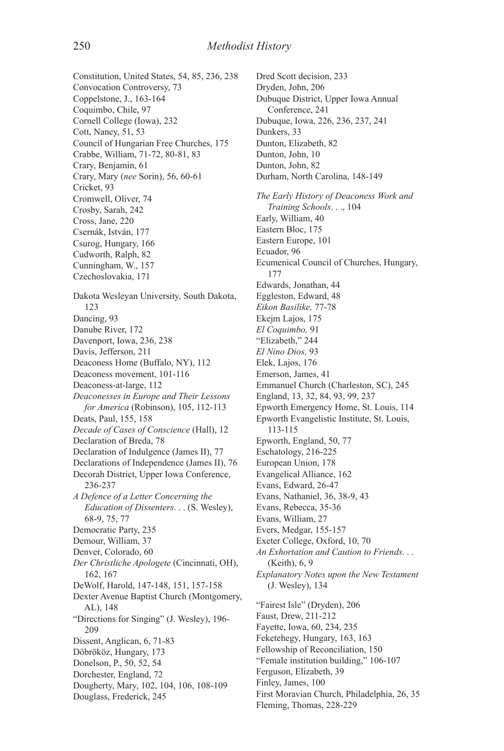Constitution, United States, 54, 85, 236, 238
Convocation Controversy, 73
Coppelstone, J., 163-164
Coquimbo, Chile, 97
Cornell College (Iowa), 232
Cott, Nancy, 51, 53
Council of Hungarian Free Churches, 175
Crabbe, William, 71-72, 80-81, 83
Crary, Benjamin, 61
Crary, Mary (*nee* Sorin), 56, 60-61
Cricket, 93
Cromwell, Oliver, 74
Crosby, Sarah, 242
Cross, Jane, 220
Csernák, István, 177
Csurog, Hungary, 166
Cudworth, Ralph, 82
Cunningham, W., 157
Czechoslovakia, 171

Dakota Wesleyan University, South Dakota, 123
Dancing, 93
Danube River, 172
Davenport, Iowa, 236, 238
Davis, Jefferson, 211
Deaconess Home (Buffalo, NY), 112
Deaconess movement, 101-116
Deaconess-at-large, 112
*Deaconesses in Europe and Their Lessons for America* (Robinson), 105, 112-113
Deats, Paul, 155, 158
*Decade of Cases of Conscience* (Hall), 12
Declaration of Breda, 78
Declaration of Indulgence (James II), 77
Declarations of Independence (James II), 76
Decorah District, Upper Iowa Conference, 236-237
*A Defence of a Letter Concerning the Education of Dissenters*. . . (S. Wesley), 68-9, 75, 77
Democratic Party, 235
Demour, William, 37
Denver, Colorado, 60
*Der Christliche Apologete* (Cincinnati, OH), 162, 167
DeWolf, Harold, 147-148, 151, 157-158
Dexter Avenue Baptist Church (Montgomery, AL), 148
"Directions for Singing" (J. Wesley), 196-209
Dissent, Anglican, 6, 71-83
Döbrököz, Hungary, 173
Donelson, P., 50, 52, 54
Dorchester, England, 72
Dougherty, Mary, 102, 104, 106, 108-109
Douglass, Frederick, 245
Dred Scott decision, 233
Dryden, John, 206
Dubuque District, Upper Iowa Annual Conference, 241
Dubuque, Iowa, 226, 236, 237, 241
Dunkers, 33
Dunton, Elizabeth, 82
Dunton, John, 10
Dunton, John, 82
Durham, North Carolina, 148-149

*The Early History of Deaconess Work and Training Schools*. . ., 104
Early, William, 40
Eastern Bloc, 175
Eastern Europe, 101
Ecuador, 96
Ecumenical Council of Churches, Hungary, 177
Edwards, Jonathan, 44
Eggleston, Edward, 48
*Eikon Basilike,* 77-78
Ekejm Lajos, 175
*El Coquimbo,* 91
"Elizabeth," 244
*El Nino Dios,* 93
Elek, Lajos, 176
Emerson, James, 41
Emmanuel Church (Charleston, SC), 245
England, 13, 32, 84, 93, 99, 237
Epworth Emergency Home, St. Louis, 114
Epworth Evangelistic Institute, St. Louis, 113-115
Epworth, England, 50, 77
Eschatology, 216-225
European Union, 178
Evangelical Alliance, 162
Evans, Edward, 26-47
Evans, Nathaniel, 36, 38-9, 43
Evans, Rebecca, 35-36
Evans, William, 27
Evers, Medgar, 155-157
Exeter College, Oxford, 10, 70
*An Exhortation and Caution to Friends*. . . (Keith), 6, 9
*Explanatory Notes upon the New Testament* (J. Wesley), 134

"Fairest Isle" (Dryden), 206
Faust, Drew, 211-212
Fayette, Iowa, 60, 234, 235
Feketehegy, Hungary, 163, 163
Fellowship of Reconciliation, 150
"Female institution building," 106-107
Ferguson, Elizabeth, 39
Finley, James, 100
First Moravian Church, Philadelphia, 26, 35
Fleming, Thomas, 228-229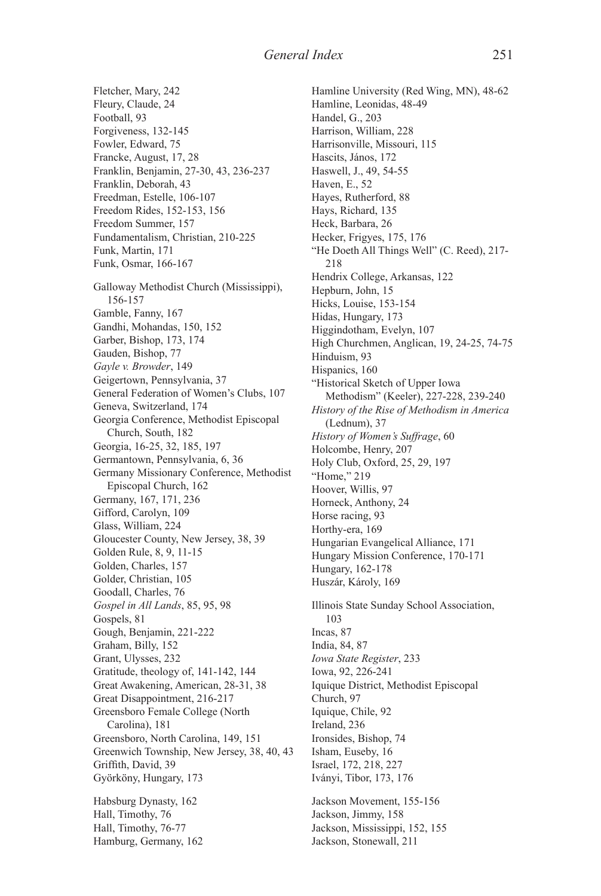Fletcher, Mary, 242
Fleury, Claude, 24
Football, 93
Forgiveness, 132-145
Fowler, Edward, 75
Francke, August, 17, 28
Franklin, Benjamin, 27-30, 43, 236-237
Franklin, Deborah, 43
Freedman, Estelle, 106-107
Freedom Rides, 152-153, 156
Freedom Summer, 157
Fundamentalism, Christian, 210-225
Funk, Martin, 171
Funk, Osmar, 166-167

Galloway Methodist Church (Mississippi), 156-157
Gamble, Fanny, 167
Gandhi, Mohandas, 150, 152
Garber, Bishop, 173, 174
Gauden, Bishop, 77
*Gayle v. Browder*, 149
Geigertown, Pennsylvania, 37
General Federation of Women's Clubs, 107
Geneva, Switzerland, 174
Georgia Conference, Methodist Episcopal Church, South, 182
Georgia, 16-25, 32, 185, 197
Germantown, Pennsylvania, 6, 36
Germany Missionary Conference, Methodist Episcopal Church, 162
Germany, 167, 171, 236
Gifford, Carolyn, 109
Glass, William, 224
Gloucester County, New Jersey, 38, 39
Golden Rule, 8, 9, 11-15
Golden, Charles, 157
Golder, Christian, 105
Goodall, Charles, 76
*Gospel in All Lands*, 85, 95, 98
Gospels, 81
Gough, Benjamin, 221-222
Graham, Billy, 152
Grant, Ulysses, 232
Gratitude, theology of, 141-142, 144
Great Awakening, American, 28-31, 38
Great Disappointment, 216-217
Greensboro Female College (North Carolina), 181
Greensboro, North Carolina, 149, 151
Greenwich Township, New Jersey, 38, 40, 43
Griffith, David, 39
Györköny, Hungary, 173

Habsburg Dynasty, 162
Hall, Timothy, 76
Hall, Timothy, 76-77
Hamburg, Germany, 162
Hamline University (Red Wing, MN), 48-62
Hamline, Leonidas, 48-49
Handel, G., 203
Harrison, William, 228
Harrisonville, Missouri, 115
Hascits, János, 172
Haswell, J., 49, 54-55
Haven, E., 52
Hayes, Rutherford, 88
Hays, Richard, 135
Heck, Barbara, 26
Hecker, Frigyes, 175, 176
"He Doeth All Things Well" (C. Reed), 217-218
Hendrix College, Arkansas, 122
Hepburn, John, 15
Hicks, Louise, 153-154
Hidas, Hungary, 173
Higgindotham, Evelyn, 107
High Churchmen, Anglican, 19, 24-25, 74-75
Hinduism, 93
Hispanics, 160
"Historical Sketch of Upper Iowa Methodism" (Keeler), 227-228, 239-240
*History of the Rise of Methodism in America* (Lednum), 37
*History of Women's Suffrage*, 60
Holcombe, Henry, 207
Holy Club, Oxford, 25, 29, 197
"Home," 219
Hoover, Willis, 97
Horneck, Anthony, 24
Horse racing, 93
Horthy-era, 169
Hungarian Evangelical Alliance, 171
Hungary Mission Conference, 170-171
Hungary, 162-178
Huszár, Károly, 169

Illinois State Sunday School Association, 103
Incas, 87
India, 84, 87
*Iowa State Register*, 233
Iowa, 92, 226-241
Iquique District, Methodist Episcopal Church, 97
Iquique, Chile, 92
Ireland, 236
Ironsides, Bishop, 74
Isham, Euseby, 16
Israel, 172, 218, 227
Iványi, Tibor, 173, 176

Jackson Movement, 155-156
Jackson, Jimmy, 158
Jackson, Mississippi, 152, 155
Jackson, Stonewall, 211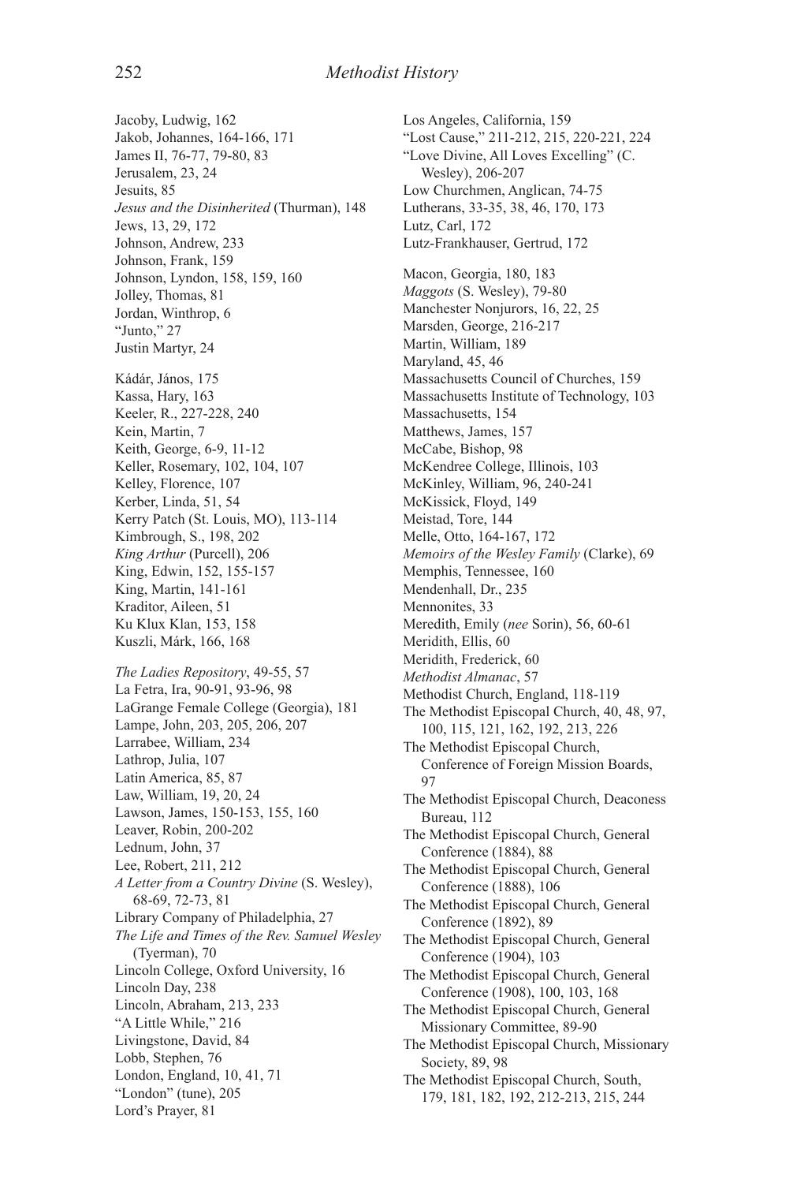Jacoby, Ludwig, 162
Jakob, Johannes, 164-166, 171
James II, 76-77, 79-80, 83
Jerusalem, 23, 24
Jesuits, 85
*Jesus and the Disinherited* (Thurman), 148
Jews, 13, 29, 172
Johnson, Andrew, 233
Johnson, Frank, 159
Johnson, Lyndon, 158, 159, 160
Jolley, Thomas, 81
Jordan, Winthrop, 6
"Junto," 27
Justin Martyr, 24

Kádár, János, 175
Kassa, Hary, 163
Keeler, R., 227-228, 240
Kein, Martin, 7
Keith, George, 6-9, 11-12
Keller, Rosemary, 102, 104, 107
Kelley, Florence, 107
Kerber, Linda, 51, 54
Kerry Patch (St. Louis, MO), 113-114
Kimbrough, S., 198, 202
*King Arthur* (Purcell), 206
King, Edwin, 152, 155-157
King, Martin, 141-161
Kraditor, Aileen, 51
Ku Klux Klan, 153, 158
Kuszli, Márk, 166, 168

*The Ladies Repository*, 49-55, 57
La Fetra, Ira, 90-91, 93-96, 98
LaGrange Female College (Georgia), 181
Lampe, John, 203, 205, 206, 207
Larrabee, William, 234
Lathrop, Julia, 107
Latin America, 85, 87
Law, William, 19, 20, 24
Lawson, James, 150-153, 155, 160
Leaver, Robin, 200-202
Lednum, John, 37
Lee, Robert, 211, 212
*A Letter from a Country Divine* (S. Wesley), 68-69, 72-73, 81
Library Company of Philadelphia, 27
*The Life and Times of the Rev. Samuel Wesley* (Tyerman), 70
Lincoln College, Oxford University, 16
Lincoln Day, 238
Lincoln, Abraham, 213, 233
"A Little While," 216
Livingstone, David, 84
Lobb, Stephen, 76
London, England, 10, 41, 71
"London" (tune), 205
Lord's Prayer, 81
Los Angeles, California, 159
"Lost Cause," 211-212, 215, 220-221, 224
"Love Divine, All Loves Excelling" (C. Wesley), 206-207
Low Churchmen, Anglican, 74-75
Lutherans, 33-35, 38, 46, 170, 173
Lutz, Carl, 172
Lutz-Frankhauser, Gertrud, 172

Macon, Georgia, 180, 183
*Maggots* (S. Wesley), 79-80
Manchester Nonjurors, 16, 22, 25
Marsden, George, 216-217
Martin, William, 189
Maryland, 45, 46
Massachusetts Council of Churches, 159
Massachusetts Institute of Technology, 103
Massachusetts, 154
Matthews, James, 157
McCabe, Bishop, 98
McKendree College, Illinois, 103
McKinley, William, 96, 240-241
McKissick, Floyd, 149
Meistad, Tore, 144
Melle, Otto, 164-167, 172
*Memoirs of the Wesley Family* (Clarke), 69
Memphis, Tennessee, 160
Mendenhall, Dr., 235
Mennonites, 33
Meredith, Emily (*nee* Sorin), 56, 60-61
Meridith, Ellis, 60
Meridith, Frederick, 60
*Methodist Almanac*, 57
Methodist Church, England, 118-119
The Methodist Episcopal Church, 40, 48, 97, 100, 115, 121, 162, 192, 213, 226
The Methodist Episcopal Church, Conference of Foreign Mission Boards, 97
The Methodist Episcopal Church, Deaconess Bureau, 112
The Methodist Episcopal Church, General Conference (1884), 88
The Methodist Episcopal Church, General Conference (1888), 106
The Methodist Episcopal Church, General Conference (1892), 89
The Methodist Episcopal Church, General Conference (1904), 103
The Methodist Episcopal Church, General Conference (1908), 100, 103, 168
The Methodist Episcopal Church, General Missionary Committee, 89-90
The Methodist Episcopal Church, Missionary Society, 89, 98
The Methodist Episcopal Church, South, 179, 181, 182, 192, 212-213, 215, 244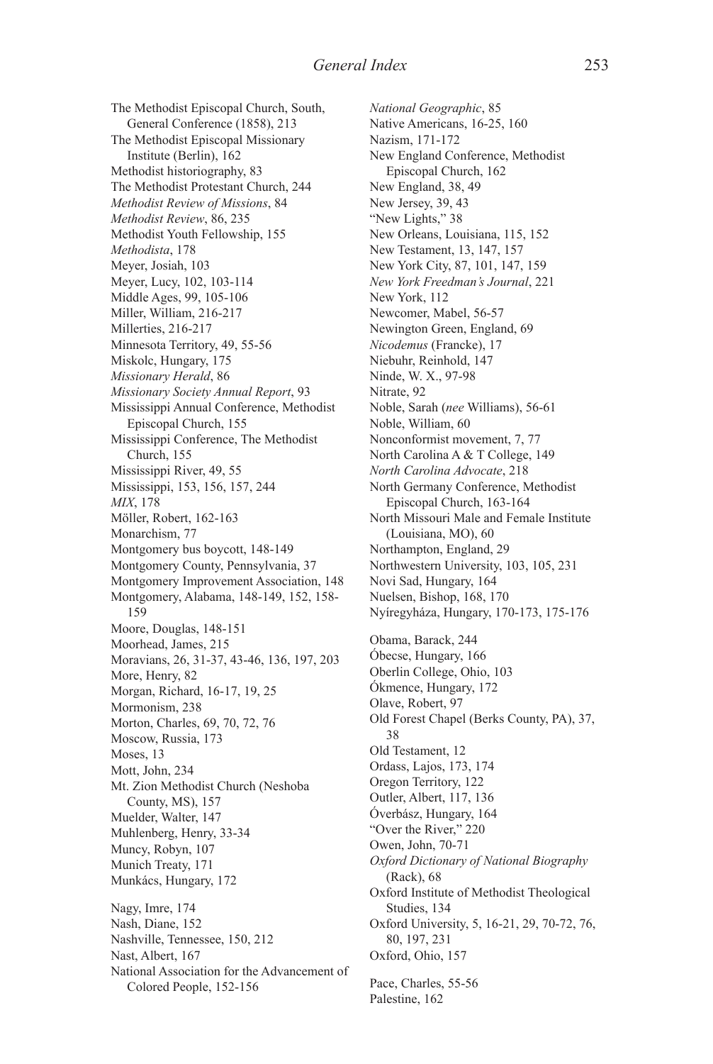The Methodist Episcopal Church, South, General Conference (1858), 213
The Methodist Episcopal Missionary Institute (Berlin), 162
Methodist historiography, 83
The Methodist Protestant Church, 244
*Methodist Review of Missions*, 84
*Methodist Review*, 86, 235
Methodist Youth Fellowship, 155
*Methodista*, 178
Meyer, Josiah, 103
Meyer, Lucy, 102, 103-114
Middle Ages, 99, 105-106
Miller, William, 216-217
Millerties, 216-217
Minnesota Territory, 49, 55-56
Miskolc, Hungary, 175
*Missionary Herald*, 86
*Missionary Society Annual Report*, 93
Mississippi Annual Conference, Methodist Episcopal Church, 155
Mississippi Conference, The Methodist Church, 155
Mississippi River, 49, 55
Mississippi, 153, 156, 157, 244
*MIX*, 178
Möller, Robert, 162-163
Monarchism, 77
Montgomery bus boycott, 148-149
Montgomery County, Pennsylvania, 37
Montgomery Improvement Association, 148
Montgomery, Alabama, 148-149, 152, 158-159
Moore, Douglas, 148-151
Moorhead, James, 215
Moravians, 26, 31-37, 43-46, 136, 197, 203
More, Henry, 82
Morgan, Richard, 16-17, 19, 25
Mormonism, 238
Morton, Charles, 69, 70, 72, 76
Moscow, Russia, 173
Moses, 13
Mott, John, 234
Mt. Zion Methodist Church (Neshoba County, MS), 157
Muelder, Walter, 147
Muhlenberg, Henry, 33-34
Muncy, Robyn, 107
Munich Treaty, 171
Munkács, Hungary, 172

Nagy, Imre, 174
Nash, Diane, 152
Nashville, Tennessee, 150, 212
Nast, Albert, 167
National Association for the Advancement of Colored People, 152-156
*National Geographic*, 85
Native Americans, 16-25, 160
Nazism, 171-172
New England Conference, Methodist Episcopal Church, 162
New England, 38, 49
New Jersey, 39, 43
"New Lights," 38
New Orleans, Louisiana, 115, 152
New Testament, 13, 147, 157
New York City, 87, 101, 147, 159
*New York Freedman's Journal*, 221
New York, 112
Newcomer, Mabel, 56-57
Newington Green, England, 69
*Nicodemus* (Francke), 17
Niebuhr, Reinhold, 147
Ninde, W. X., 97-98
Nitrate, 92
Noble, Sarah (*nee* Williams), 56-61
Noble, William, 60
Nonconformist movement, 7, 77
North Carolina A & T College, 149
*North Carolina Advocate*, 218
North Germany Conference, Methodist Episcopal Church, 163-164
North Missouri Male and Female Institute (Louisiana, MO), 60
Northampton, England, 29
Northwestern University, 103, 105, 231
Novi Sad, Hungary, 164
Nuelsen, Bishop, 168, 170
Nyíregyháza, Hungary, 170-173, 175-176

Obama, Barack, 244
Óbecse, Hungary, 166
Oberlin College, Ohio, 103
Ókmence, Hungary, 172
Olave, Robert, 97
Old Forest Chapel (Berks County, PA), 37, 38
Old Testament, 12
Ordass, Lajos, 173, 174
Oregon Territory, 122
Outler, Albert, 117, 136
Óverbász, Hungary, 164
"Over the River," 220
Owen, John, 70-71
*Oxford Dictionary of National Biography* (Rack), 68
Oxford Institute of Methodist Theological Studies, 134
Oxford University, 5, 16-21, 29, 70-72, 76, 80, 197, 231
Oxford, Ohio, 157

Pace, Charles, 55-56
Palestine, 162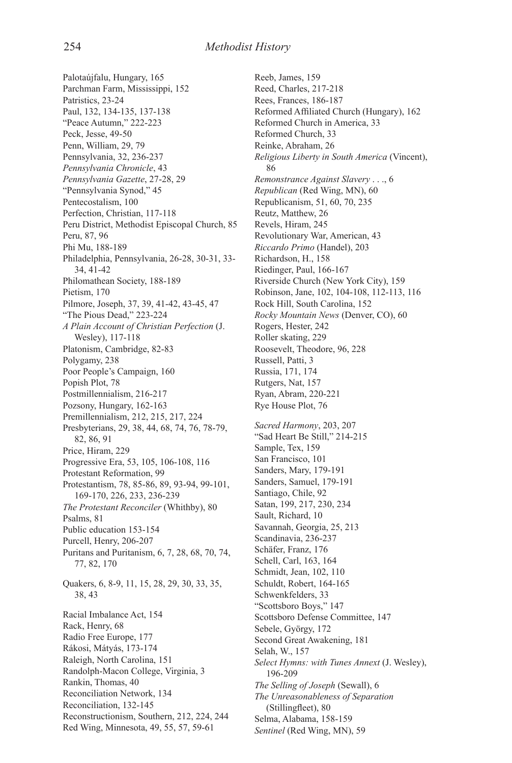Palotaújfalu, Hungary, 165
Parchman Farm, Mississippi, 152
Patristics, 23-24
Paul, 132, 134-135, 137-138
"Peace Autumn," 222-223
Peck, Jesse, 49-50
Penn, William, 29, 79
Pennsylvania, 32, 236-237
*Pennsylvania Chronicle*, 43
*Pennsylvania Gazette*, 27-28, 29
"Pennsylvania Synod," 45
Pentecostalism, 100
Perfection, Christian, 117-118
Peru District, Methodist Episcopal Church, 85
Peru, 87, 96
Phi Mu, 188-189
Philadelphia, Pennsylvania, 26-28, 30-31, 33-34, 41-42
Philomathean Society, 188-189
Pietism, 170
Pilmore, Joseph, 37, 39, 41-42, 43-45, 47
"The Pious Dead," 223-224
*A Plain Account of Christian Perfection* (J. Wesley), 117-118
Platonism, Cambridge, 82-83
Polygamy, 238
Poor People's Campaign, 160
Popish Plot, 78
Postmillennialism, 216-217
Pozsony, Hungary, 162-163
Premillennialism, 212, 215, 217, 224
Presbyterians, 29, 38, 44, 68, 74, 76, 78-79, 82, 86, 91
Price, Hiram, 229
Progressive Era, 53, 105, 106-108, 116
Protestant Reformation, 99
Protestantism, 78, 85-86, 89, 93-94, 99-101, 169-170, 226, 233, 236-239
*The Protestant Reconciler* (Whithby), 80
Psalms, 81
Public education 153-154
Purcell, Henry, 206-207
Puritans and Puritanism, 6, 7, 28, 68, 70, 74, 77, 82, 170

Quakers, 6, 8-9, 11, 15, 28, 29, 30, 33, 35, 38, 43

Racial Imbalance Act, 154
Rack, Henry, 68
Radio Free Europe, 177
Rákosi, Mátyás, 173-174
Raleigh, North Carolina, 151
Randolph-Macon College, Virginia, 3
Rankin, Thomas, 40
Reconciliation Network, 134
Reconciliation, 132-145
Reconstructionism, Southern, 212, 224, 244
Red Wing, Minnesota, 49, 55, 57, 59-61
Reeb, James, 159
Reed, Charles, 217-218
Rees, Frances, 186-187
Reformed Affiliated Church (Hungary), 162
Reformed Church in America, 33
Reformed Church, 33
Reinke, Abraham, 26
*Religious Liberty in South America* (Vincent), 86
*Remonstrance Against Slavery . . .*, 6
*Republican* (Red Wing, MN), 60
Republicanism, 51, 60, 70, 235
Reutz, Matthew, 26
Revels, Hiram, 245
Revolutionary War, American, 43
*Riccardo Primo* (Handel), 203
Richardson, H., 158
Riedinger, Paul, 166-167
Riverside Church (New York City), 159
Robinson, Jane, 102, 104-108, 112-113, 116
Rock Hill, South Carolina, 152
*Rocky Mountain News* (Denver, CO), 60
Rogers, Hester, 242
Roller skating, 229
Roosevelt, Theodore, 96, 228
Russell, Patti, 3
Russia, 171, 174
Rutgers, Nat, 157
Ryan, Abram, 220-221
Rye House Plot, 76

*Sacred Harmony*, 203, 207
"Sad Heart Be Still," 214-215
Sample, Tex, 159
San Francisco, 101
Sanders, Mary, 179-191
Sanders, Samuel, 179-191
Santiago, Chile, 92
Satan, 199, 217, 230, 234
Sault, Richard, 10
Savannah, Georgia, 25, 213
Scandinavia, 236-237
Schäfer, Franz, 176
Schell, Carl, 163, 164
Schmidt, Jean, 102, 110
Schuldt, Robert, 164-165
Schwenkfelders, 33
"Scottsboro Boys," 147
Scottsboro Defense Committee, 147
Sebele, György, 172
Second Great Awakening, 181
Selah, W., 157
*Select Hymns: with Tunes Annext* (J. Wesley), 196-209
*The Selling of Joseph* (Sewall), 6
*The Unreasonableness of Separation* (Stillingfleet), 80
Selma, Alabama, 158-159
*Sentinel* (Red Wing, MN), 59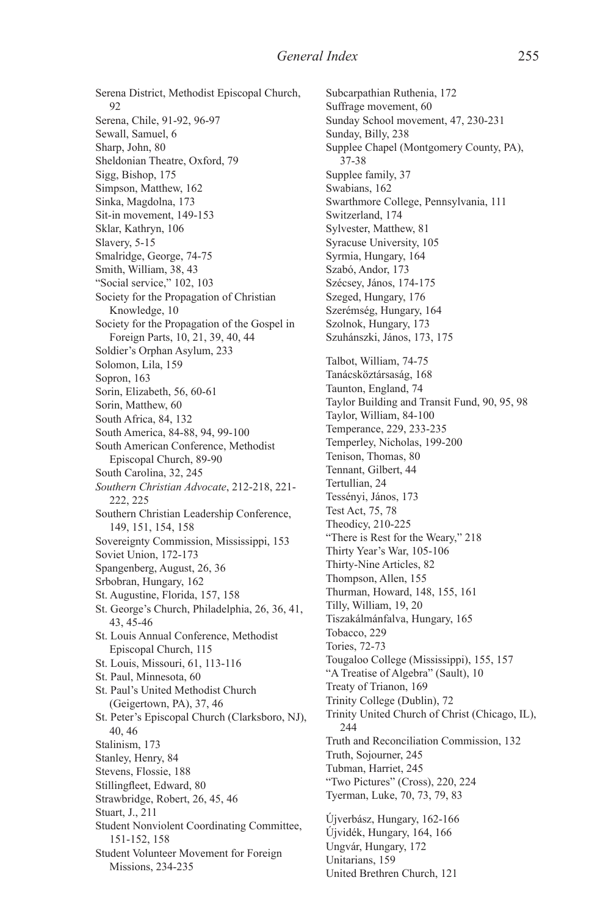Serena District, Methodist Episcopal Church, 92
Serena, Chile, 91-92, 96-97
Sewall, Samuel, 6
Sharp, John, 80
Sheldonian Theatre, Oxford, 79
Sigg, Bishop, 175
Simpson, Matthew, 162
Sinka, Magdolna, 173
Sit-in movement, 149-153
Sklar, Kathryn, 106
Slavery, 5-15
Smalridge, George, 74-75
Smith, William, 38, 43
"Social service," 102, 103
Society for the Propagation of Christian Knowledge, 10
Society for the Propagation of the Gospel in Foreign Parts, 10, 21, 39, 40, 44
Soldier's Orphan Asylum, 233
Solomon, Lila, 159
Sopron, 163
Sorin, Elizabeth, 56, 60-61
Sorin, Matthew, 60
South Africa, 84, 132
South America, 84-88, 94, 99-100
South American Conference, Methodist Episcopal Church, 89-90
South Carolina, 32, 245
*Southern Christian Advocate*, 212-218, 221-222, 225
Southern Christian Leadership Conference, 149, 151, 154, 158
Sovereignty Commission, Mississippi, 153
Soviet Union, 172-173
Spangenberg, August, 26, 36
Srbobran, Hungary, 162
St. Augustine, Florida, 157, 158
St. George's Church, Philadelphia, 26, 36, 41, 43, 45-46
St. Louis Annual Conference, Methodist Episcopal Church, 115
St. Louis, Missouri, 61, 113-116
St. Paul, Minnesota, 60
St. Paul's United Methodist Church (Geigertown, PA), 37, 46
St. Peter's Episcopal Church (Clarksboro, NJ), 40, 46
Stalinism, 173
Stanley, Henry, 84
Stevens, Flossie, 188
Stillingfleet, Edward, 80
Strawbridge, Robert, 26, 45, 46
Stuart, J., 211
Student Nonviolent Coordinating Committee, 151-152, 158
Student Volunteer Movement for Foreign Missions, 234-235
Subcarpathian Ruthenia, 172
Suffrage movement, 60
Sunday School movement, 47, 230-231
Sunday, Billy, 238
Supplee Chapel (Montgomery County, PA), 37-38
Supplee family, 37
Swabians, 162
Swarthmore College, Pennsylvania, 111
Switzerland, 174
Sylvester, Matthew, 81
Syracuse University, 105
Syrmia, Hungary, 164
Szabó, Andor, 173
Szécsey, János, 174-175
Szeged, Hungary, 176
Szerémség, Hungary, 164
Szolnok, Hungary, 173
Szuhánszki, János, 173, 175

Talbot, William, 74-75
Tanácsköztársaság, 168
Taunton, England, 74
Taylor Building and Transit Fund, 90, 95, 98
Taylor, William, 84-100
Temperance, 229, 233-235
Temperley, Nicholas, 199-200
Tenison, Thomas, 80
Tennant, Gilbert, 44
Tertullian, 24
Tessényi, János, 173
Test Act, 75, 78
Theodicy, 210-225
"There is Rest for the Weary," 218
Thirty Year's War, 105-106
Thirty-Nine Articles, 82
Thompson, Allen, 155
Thurman, Howard, 148, 155, 161
Tilly, William, 19, 20
Tiszakálmánfalva, Hungary, 165
Tobacco, 229
Tories, 72-73
Tougaloo College (Mississippi), 155, 157
"A Treatise of Algebra" (Sault), 10
Treaty of Trianon, 169
Trinity College (Dublin), 72
Trinity United Church of Christ (Chicago, IL), 244
Truth and Reconciliation Commission, 132
Truth, Sojourner, 245
Tubman, Harriet, 245
"Two Pictures" (Cross), 220, 224
Tyerman, Luke, 70, 73, 79, 83

Újverbász, Hungary, 162-166
Újvidék, Hungary, 164, 166
Ungvár, Hungary, 172
Unitarians, 159
United Brethren Church, 121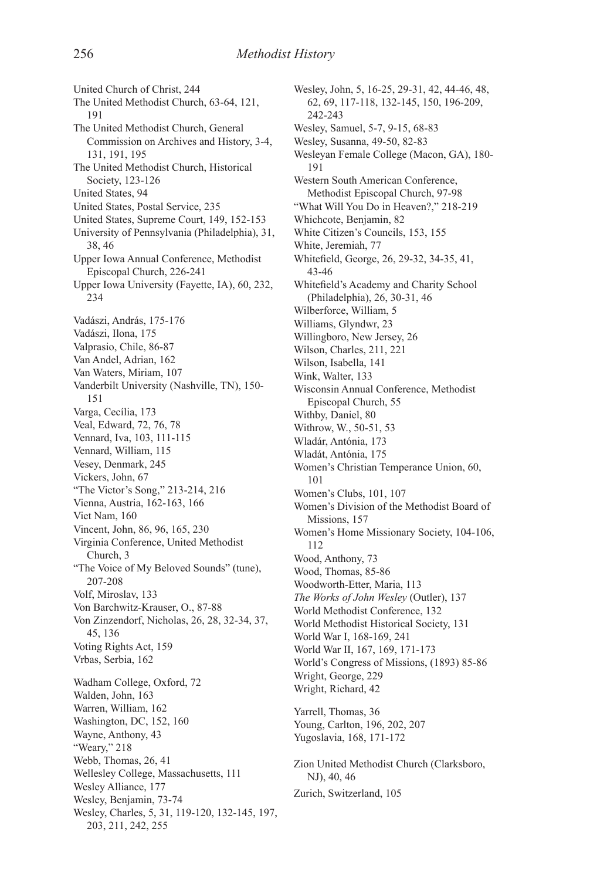United Church of Christ, 244
The United Methodist Church, 63-64, 121, 191
The United Methodist Church, General Commission on Archives and History, 3-4, 131, 191, 195
The United Methodist Church, Historical Society, 123-126
United States, 94
United States, Postal Service, 235
United States, Supreme Court, 149, 152-153
University of Pennsylvania (Philadelphia), 31, 38, 46
Upper Iowa Annual Conference, Methodist Episcopal Church, 226-241
Upper Iowa University (Fayette, IA), 60, 232, 234

Vadászi, András, 175-176
Vadászi, Ilona, 175
Valprasio, Chile, 86-87
Van Andel, Adrian, 162
Van Waters, Miriam, 107
Vanderbilt University (Nashville, TN), 150-151
Varga, Cecília, 173
Veal, Edward, 72, 76, 78
Vennard, Iva, 103, 111-115
Vennard, William, 115
Vesey, Denmark, 245
Vickers, John, 67
"The Victor's Song," 213-214, 216
Vienna, Austria, 162-163, 166
Viet Nam, 160
Vincent, John, 86, 96, 165, 230
Virginia Conference, United Methodist Church, 3
"The Voice of My Beloved Sounds" (tune), 207-208
Volf, Miroslav, 133
Von Barchwitz-Krauser, O., 87-88
Von Zinzendorf, Nicholas, 26, 28, 32-34, 37, 45, 136
Voting Rights Act, 159
Vrbas, Serbia, 162

Wadham College, Oxford, 72
Walden, John, 163
Warren, William, 162
Washington, DC, 152, 160
Wayne, Anthony, 43
"Weary," 218
Webb, Thomas, 26, 41
Wellesley College, Massachusetts, 111
Wesley Alliance, 177
Wesley, Benjamin, 73-74
Wesley, Charles, 5, 31, 119-120, 132-145, 197, 203, 211, 242, 255
Wesley, John, 5, 16-25, 29-31, 42, 44-46, 48, 62, 69, 117-118, 132-145, 150, 196-209, 242-243
Wesley, Samuel, 5-7, 9-15, 68-83
Wesley, Susanna, 49-50, 82-83
Wesleyan Female College (Macon, GA), 180-191
Western South American Conference, Methodist Episcopal Church, 97-98
"What Will You Do in Heaven?," 218-219
Whichcote, Benjamin, 82
White Citizen's Councils, 153, 155
White, Jeremiah, 77
Whitefield, George, 26, 29-32, 34-35, 41, 43-46
Whitefield's Academy and Charity School (Philadelphia), 26, 30-31, 46
Wilberforce, William, 5
Williams, Glyndwr, 23
Willingboro, New Jersey, 26
Wilson, Charles, 211, 221
Wilson, Isabella, 141
Wink, Walter, 133
Wisconsin Annual Conference, Methodist Episcopal Church, 55
Withby, Daniel, 80
Withrow, W., 50-51, 53
Wladár, Antónia, 173
Wladát, Antónia, 175
Women's Christian Temperance Union, 60, 101
Women's Clubs, 101, 107
Women's Division of the Methodist Board of Missions, 157
Women's Home Missionary Society, 104-106, 112
Wood, Anthony, 73
Wood, Thomas, 85-86
Woodworth-Etter, Maria, 113
*The Works of John Wesley* (Outler), 137
World Methodist Conference, 132
World Methodist Historical Society, 131
World War I, 168-169, 241
World War II, 167, 169, 171-173
World's Congress of Missions, (1893) 85-86
Wright, George, 229
Wright, Richard, 42

Yarrell, Thomas, 36
Young, Carlton, 196, 202, 207
Yugoslavia, 168, 171-172

Zion United Methodist Church (Clarksboro, NJ), 40, 46
Zurich, Switzerland, 105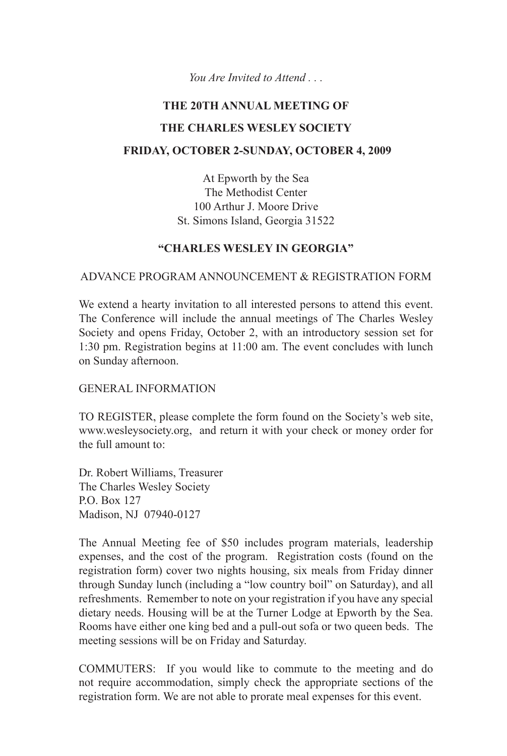*You Are Invited to Attend . . .*

**THE 20TH ANNUAL MEETING OF**

**THE CHARLES WESLEY SOCIETY**

**FRIDAY, OCTOBER 2-SUNDAY, OCTOBER 4, 2009**

At Epworth by the Sea
The Methodist Center
100 Arthur J. Moore Drive
St. Simons Island, Georgia 31522

**"CHARLES WESLEY IN GEORGIA"**

ADVANCE PROGRAM ANNOUNCEMENT & REGISTRATION FORM

We extend a hearty invitation to all interested persons to attend this event. The Conference will include the annual meetings of The Charles Wesley Society and opens Friday, October 2, with an introductory session set for 1:30 pm. Registration begins at 11:00 am. The event concludes with lunch on Sunday afternoon.

GENERAL INFORMATION

TO REGISTER, please complete the form found on the Society's web site, www.wesleysociety.org, and return it with your check or money order for the full amount to:

Dr. Robert Williams, Treasurer
The Charles Wesley Society
P.O. Box 127
Madison, NJ 07940-0127

The Annual Meeting fee of $50 includes program materials, leadership expenses, and the cost of the program. Registration costs (found on the registration form) cover two nights housing, six meals from Friday dinner through Sunday lunch (including a "low country boil" on Saturday), and all refreshments. Remember to note on your registration if you have any special dietary needs. Housing will be at the Turner Lodge at Epworth by the Sea. Rooms have either one king bed and a pull-out sofa or two queen beds. The meeting sessions will be on Friday and Saturday.

COMMUTERS: If you would like to commute to the meeting and do not require accommodation, simply check the appropriate sections of the registration form. We are not able to prorate meal expenses for this event.